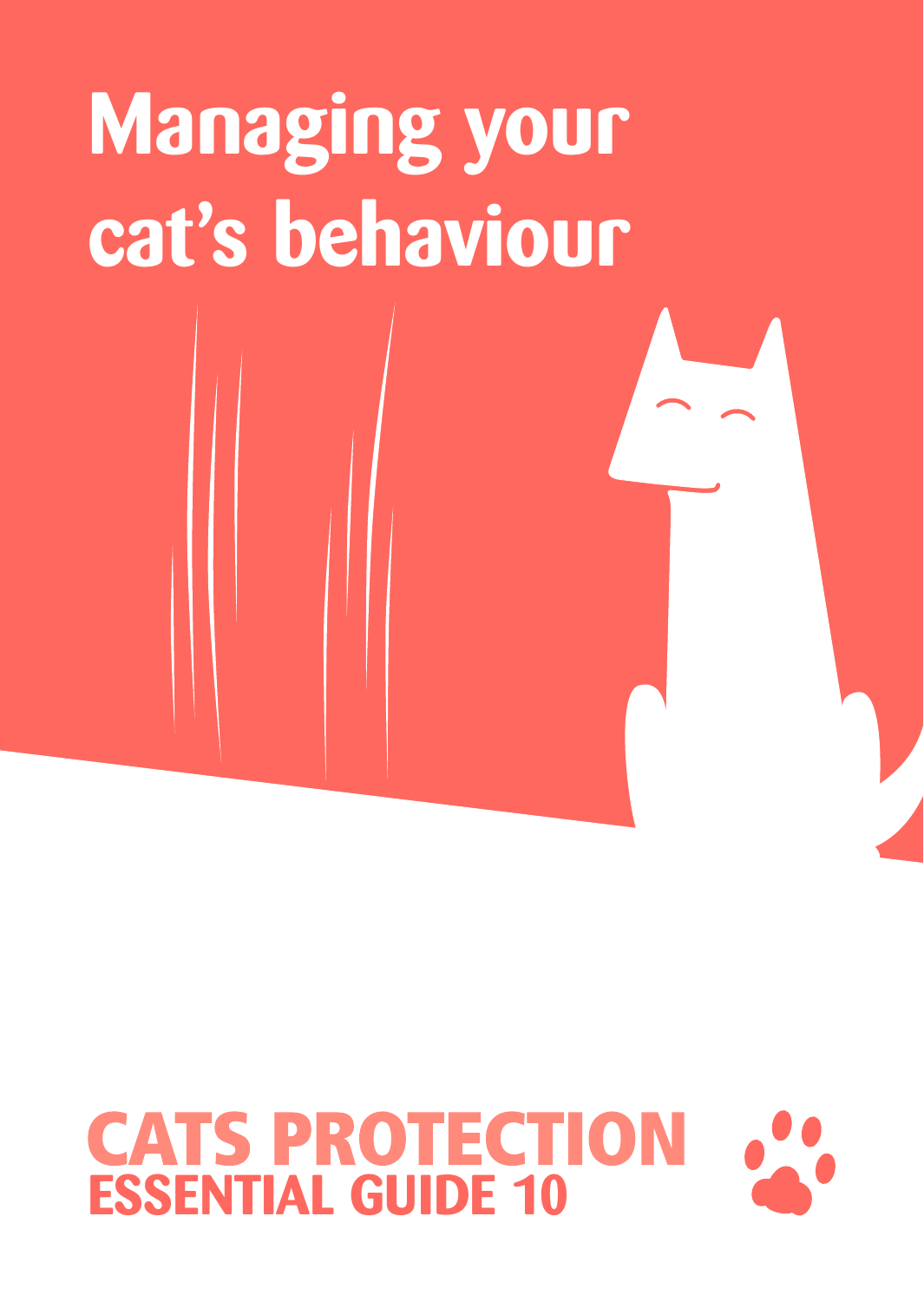# Managing your cat's behaviour

CATS PROTECTION
ESSENTIAL GUIDE 10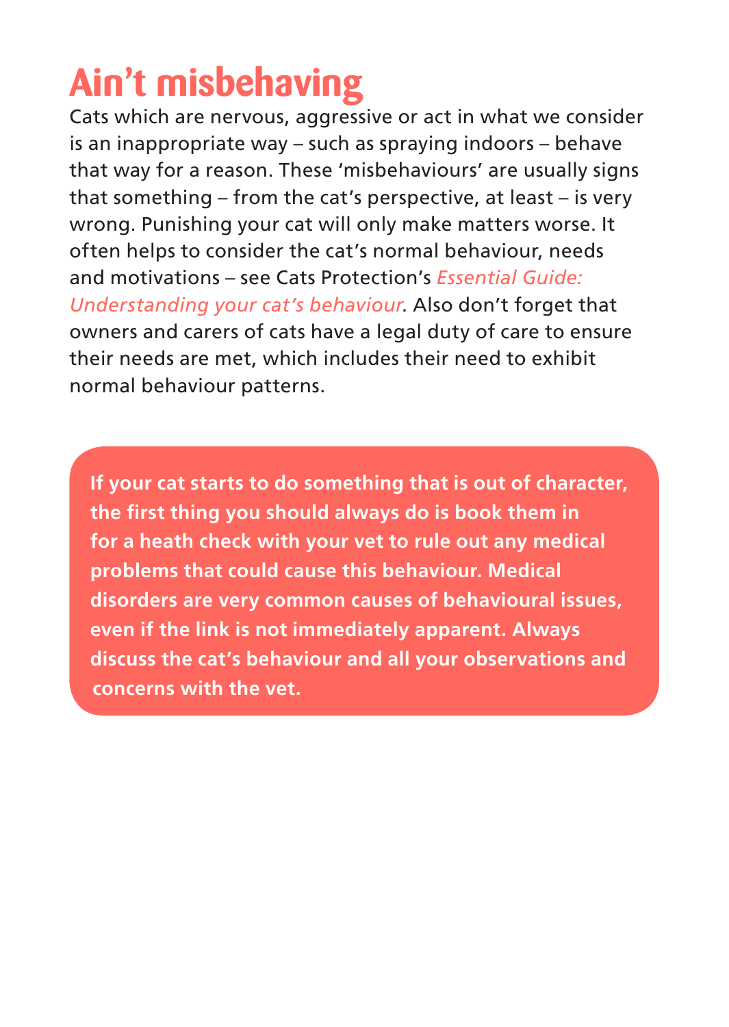# Ain't misbehaving

Cats which are nervous, aggressive or act in what we consider is an inappropriate way – such as spraying indoors – behave that way for a reason. These 'misbehaviours' are usually signs that something – from the cat's perspective, at least – is very wrong. Punishing your cat will only make matters worse. It often helps to consider the cat's normal behaviour, needs and motivations – see Cats Protection's *Essential Guide: Understanding your cat's behaviour*. Also don't forget that owners and carers of cats have a legal duty of care to ensure their needs are met, which includes their need to exhibit normal behaviour patterns.

**If your cat starts to do something that is out of character, the first thing you should always do is book them in for a heath check with your vet to rule out any medical problems that could cause this behaviour. Medical disorders are very common causes of behavioural issues, even if the link is not immediately apparent. Always discuss the cat's behaviour and all your observations and concerns with the vet.**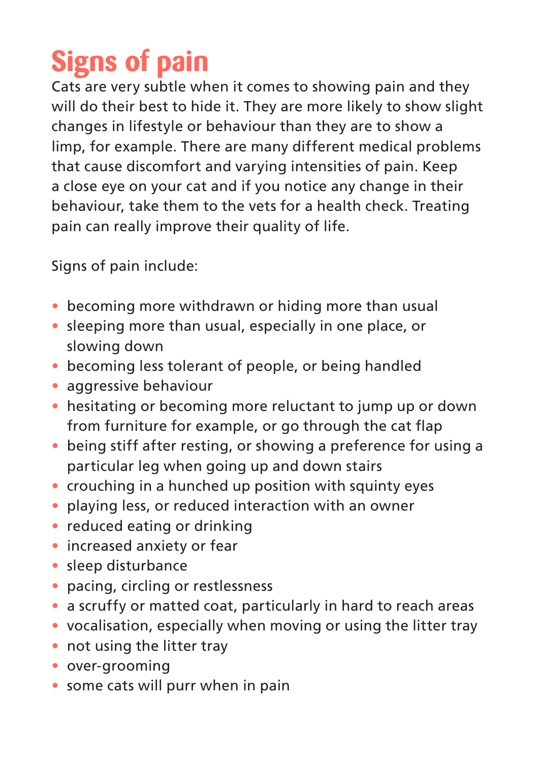# Signs of pain

Cats are very subtle when it comes to showing pain and they will do their best to hide it. They are more likely to show slight changes in lifestyle or behaviour than they are to show a limp, for example. There are many different medical problems that cause discomfort and varying intensities of pain. Keep a close eye on your cat and if you notice any change in their behaviour, take them to the vets for a health check. Treating pain can really improve their quality of life.

Signs of pain include:

- becoming more withdrawn or hiding more than usual
- sleeping more than usual, especially in one place, or slowing down
- becoming less tolerant of people, or being handled
- aggressive behaviour
- hesitating or becoming more reluctant to jump up or down from furniture for example, or go through the cat flap
- being stiff after resting, or showing a preference for using a particular leg when going up and down stairs
- crouching in a hunched up position with squinty eyes
- playing less, or reduced interaction with an owner
- reduced eating or drinking
- increased anxiety or fear
- sleep disturbance
- pacing, circling or restlessness
- a scruffy or matted coat, particularly in hard to reach areas
- vocalisation, especially when moving or using the litter tray
- not using the litter tray
- over-grooming
- some cats will purr when in pain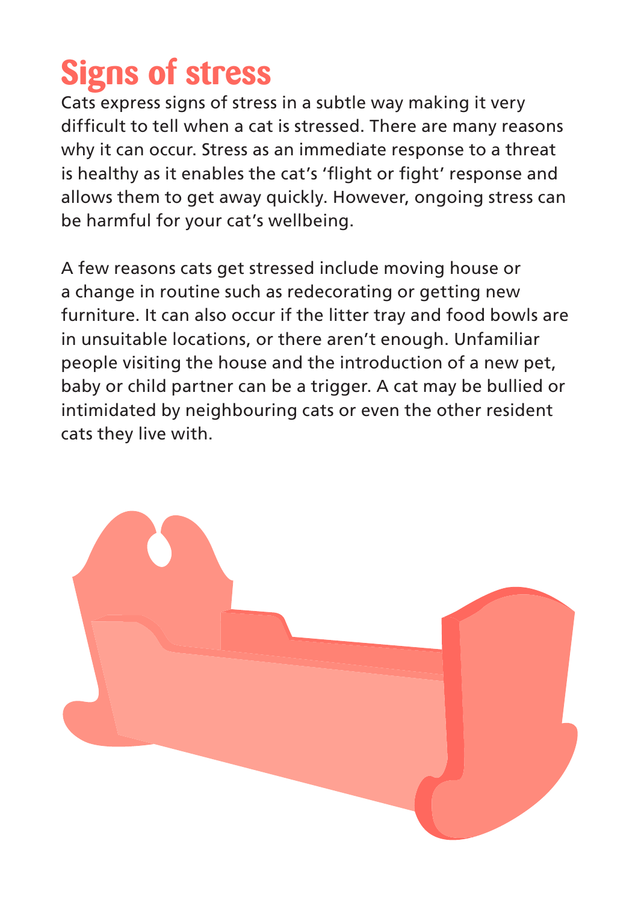# Signs of stress

Cats express signs of stress in a subtle way making it very difficult to tell when a cat is stressed. There are many reasons why it can occur. Stress as an immediate response to a threat is healthy as it enables the cat's 'flight or fight' response and allows them to get away quickly. However, ongoing stress can be harmful for your cat's wellbeing.

A few reasons cats get stressed include moving house or a change in routine such as redecorating or getting new furniture. It can also occur if the litter tray and food bowls are in unsuitable locations, or there aren't enough. Unfamiliar people visiting the house and the introduction of a new pet, baby or child partner can be a trigger. A cat may be bullied or intimidated by neighbouring cats or even the other resident cats they live with.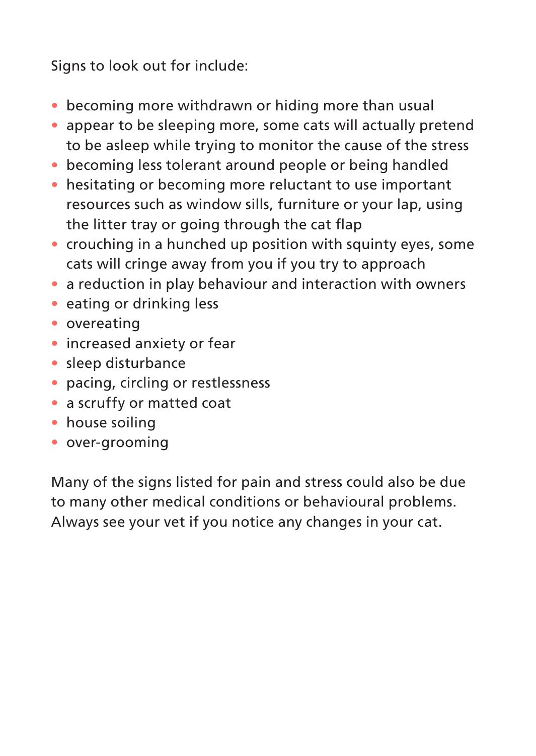Signs to look out for include:

- becoming more withdrawn or hiding more than usual
- appear to be sleeping more, some cats will actually pretend to be asleep while trying to monitor the cause of the stress
- becoming less tolerant around people or being handled
- hesitating or becoming more reluctant to use important resources such as window sills, furniture or your lap, using the litter tray or going through the cat flap
- crouching in a hunched up position with squinty eyes, some cats will cringe away from you if you try to approach
- a reduction in play behaviour and interaction with owners
- eating or drinking less
- overeating
- increased anxiety or fear
- sleep disturbance
- pacing, circling or restlessness
- a scruffy or matted coat
- house soiling
- over-grooming

Many of the signs listed for pain and stress could also be due to many other medical conditions or behavioural problems. Always see your vet if you notice any changes in your cat.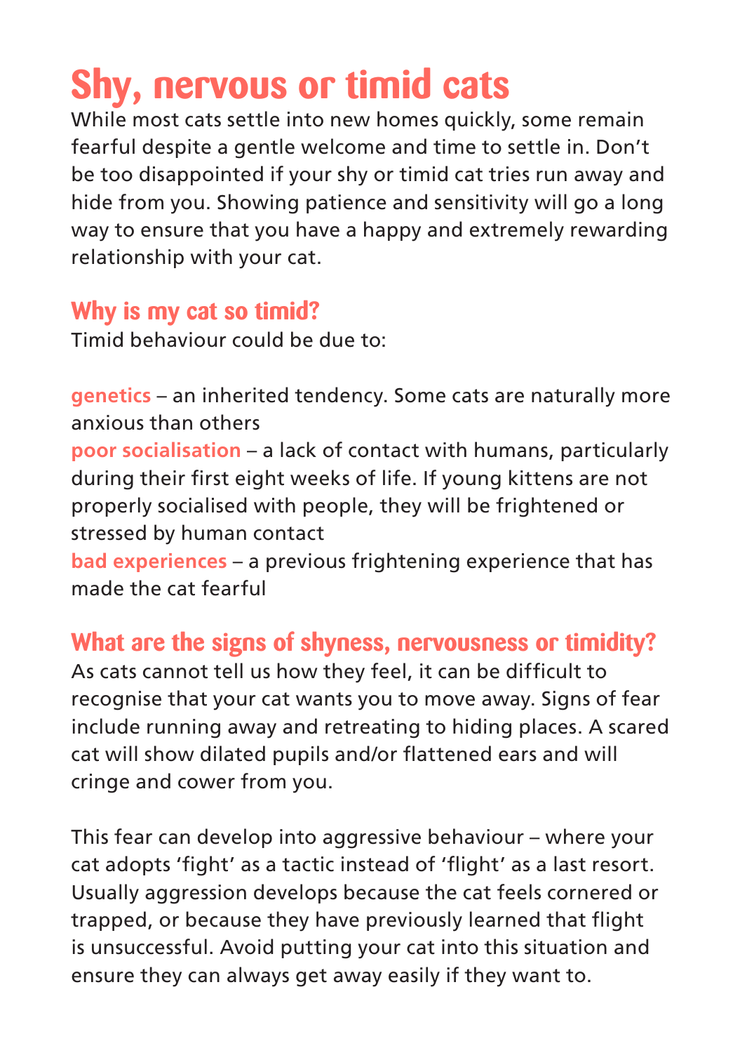# Shy, nervous or timid cats

While most cats settle into new homes quickly, some remain fearful despite a gentle welcome and time to settle in. Don't be too disappointed if your shy or timid cat tries run away and hide from you. Showing patience and sensitivity will go a long way to ensure that you have a happy and extremely rewarding relationship with your cat.

## Why is my cat so timid?

Timid behaviour could be due to:

**genetics** – an inherited tendency. Some cats are naturally more anxious than others

**poor socialisation** – a lack of contact with humans, particularly during their first eight weeks of life. If young kittens are not properly socialised with people, they will be frightened or stressed by human contact

**bad experiences** – a previous frightening experience that has made the cat fearful

## What are the signs of shyness, nervousness or timidity?

As cats cannot tell us how they feel, it can be difficult to recognise that your cat wants you to move away. Signs of fear include running away and retreating to hiding places. A scared cat will show dilated pupils and/or flattened ears and will cringe and cower from you.

This fear can develop into aggressive behaviour – where your cat adopts 'fight' as a tactic instead of 'flight' as a last resort. Usually aggression develops because the cat feels cornered or trapped, or because they have previously learned that flight is unsuccessful. Avoid putting your cat into this situation and ensure they can always get away easily if they want to.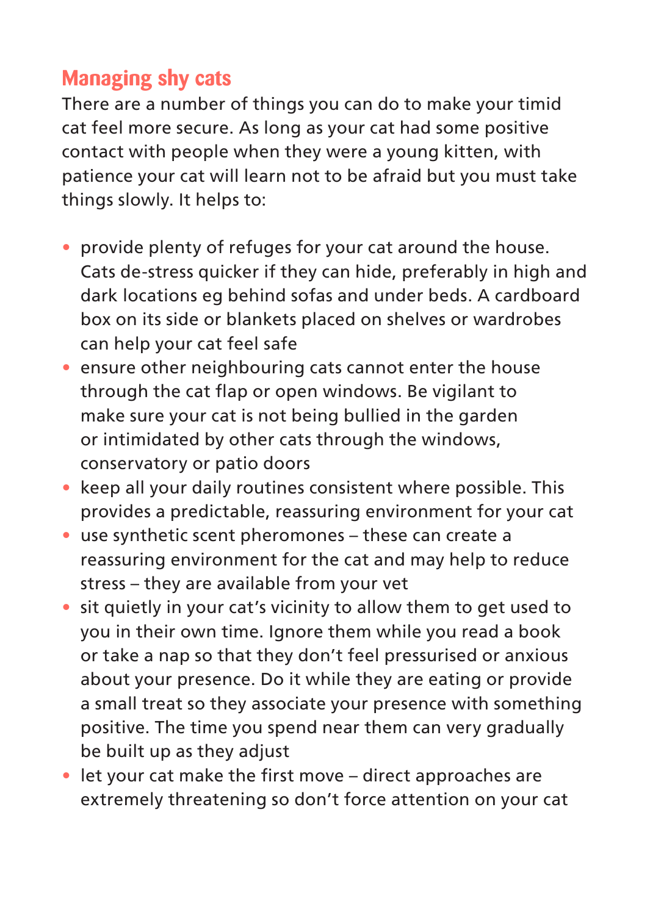## Managing shy cats

There are a number of things you can do to make your timid cat feel more secure. As long as your cat had some positive contact with people when they were a young kitten, with patience your cat will learn not to be afraid but you must take things slowly. It helps to:

- provide plenty of refuges for your cat around the house. Cats de-stress quicker if they can hide, preferably in high and dark locations eg behind sofas and under beds. A cardboard box on its side or blankets placed on shelves or wardrobes can help your cat feel safe
- ensure other neighbouring cats cannot enter the house through the cat flap or open windows. Be vigilant to make sure your cat is not being bullied in the garden or intimidated by other cats through the windows, conservatory or patio doors
- keep all your daily routines consistent where possible. This provides a predictable, reassuring environment for your cat
- use synthetic scent pheromones – these can create a reassuring environment for the cat and may help to reduce stress – they are available from your vet
- sit quietly in your cat's vicinity to allow them to get used to you in their own time. Ignore them while you read a book or take a nap so that they don't feel pressurised or anxious about your presence. Do it while they are eating or provide a small treat so they associate your presence with something positive. The time you spend near them can very gradually be built up as they adjust
- let your cat make the first move – direct approaches are extremely threatening so don't force attention on your cat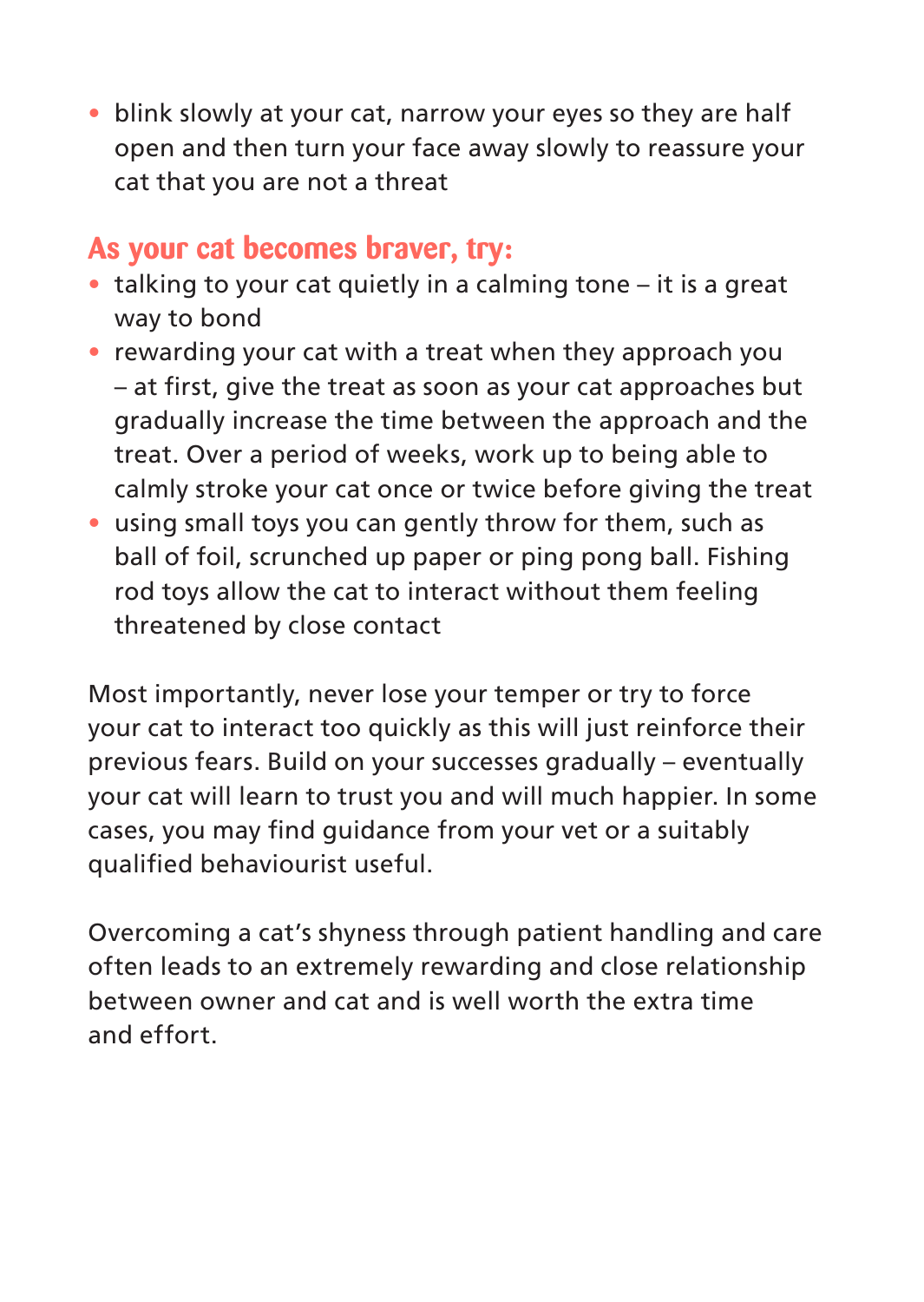- blink slowly at your cat, narrow your eyes so they are half open and then turn your face away slowly to reassure your cat that you are not a threat

## As your cat becomes braver, try:

- talking to your cat quietly in a calming tone – it is a great way to bond
- rewarding your cat with a treat when they approach you – at first, give the treat as soon as your cat approaches but gradually increase the time between the approach and the treat. Over a period of weeks, work up to being able to calmly stroke your cat once or twice before giving the treat
- using small toys you can gently throw for them, such as ball of foil, scrunched up paper or ping pong ball. Fishing rod toys allow the cat to interact without them feeling threatened by close contact

Most importantly, never lose your temper or try to force your cat to interact too quickly as this will just reinforce their previous fears. Build on your successes gradually – eventually your cat will learn to trust you and will much happier. In some cases, you may find guidance from your vet or a suitably qualified behaviourist useful.

Overcoming a cat's shyness through patient handling and care often leads to an extremely rewarding and close relationship between owner and cat and is well worth the extra time and effort.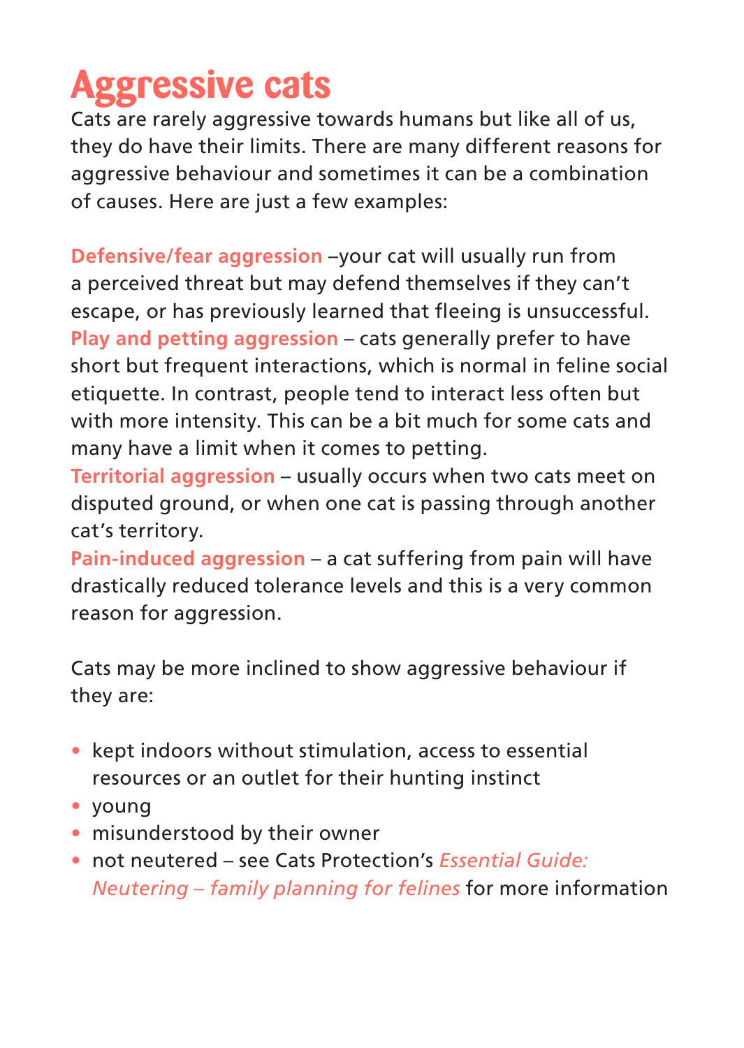# Aggressive cats

Cats are rarely aggressive towards humans but like all of us, they do have their limits. There are many different reasons for aggressive behaviour and sometimes it can be a combination of causes. Here are just a few examples:

**Defensive/fear aggression** –your cat will usually run from a perceived threat but may defend themselves if they can't escape, or has previously learned that fleeing is unsuccessful.
**Play and petting aggression** – cats generally prefer to have short but frequent interactions, which is normal in feline social etiquette. In contrast, people tend to interact less often but with more intensity. This can be a bit much for some cats and many have a limit when it comes to petting.
**Territorial aggression** – usually occurs when two cats meet on disputed ground, or when one cat is passing through another cat's territory.
**Pain-induced aggression** – a cat suffering from pain will have drastically reduced tolerance levels and this is a very common reason for aggression.

Cats may be more inclined to show aggressive behaviour if they are:

- kept indoors without stimulation, access to essential resources or an outlet for their hunting instinct
- young
- misunderstood by their owner
- not neutered – see Cats Protection's *Essential Guide: Neutering – family planning for felines* for more information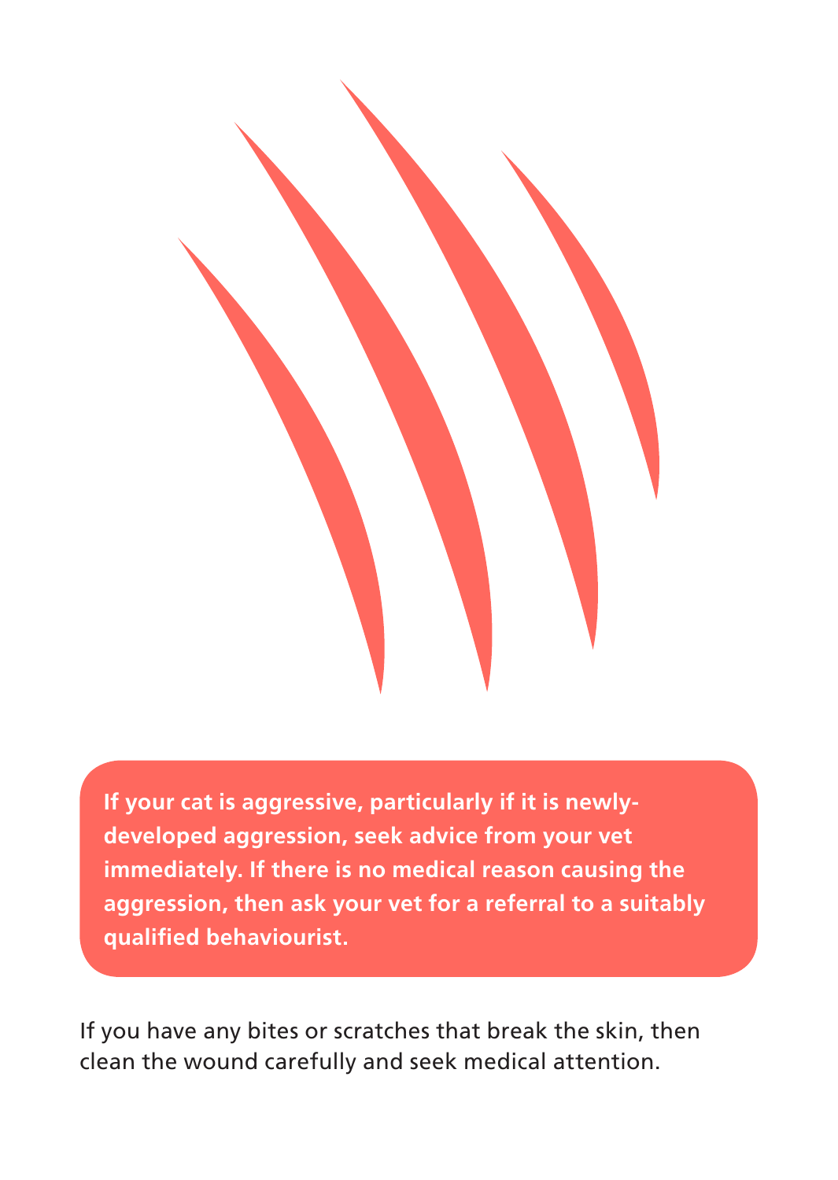**If your cat is aggressive, particularly if it is newly-developed aggression, seek advice from your vet immediately. If there is no medical reason causing the aggression, then ask your vet for a referral to a suitably qualified behaviourist.**

If you have any bites or scratches that break the skin, then clean the wound carefully and seek medical attention.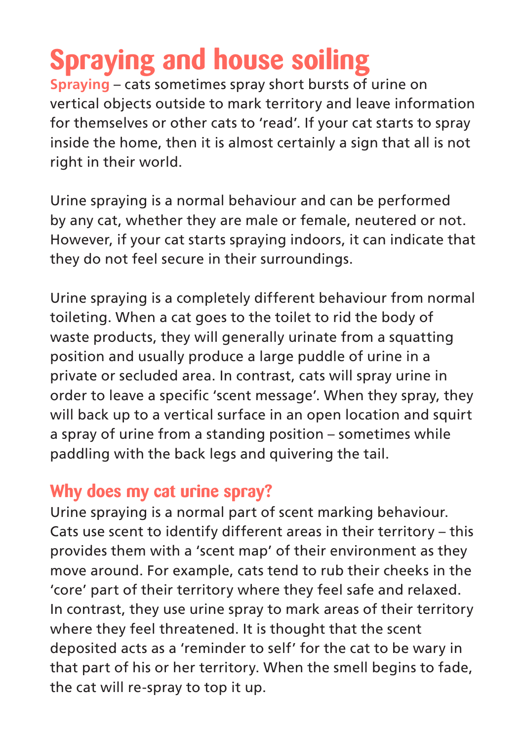# Spraying and house soiling

**Spraying** – cats sometimes spray short bursts of urine on vertical objects outside to mark territory and leave information for themselves or other cats to 'read'. If your cat starts to spray inside the home, then it is almost certainly a sign that all is not right in their world.

Urine spraying is a normal behaviour and can be performed by any cat, whether they are male or female, neutered or not. However, if your cat starts spraying indoors, it can indicate that they do not feel secure in their surroundings.

Urine spraying is a completely different behaviour from normal toileting. When a cat goes to the toilet to rid the body of waste products, they will generally urinate from a squatting position and usually produce a large puddle of urine in a private or secluded area. In contrast, cats will spray urine in order to leave a specific 'scent message'. When they spray, they will back up to a vertical surface in an open location and squirt a spray of urine from a standing position – sometimes while paddling with the back legs and quivering the tail.

## Why does my cat urine spray?

Urine spraying is a normal part of scent marking behaviour. Cats use scent to identify different areas in their territory – this provides them with a 'scent map' of their environment as they move around. For example, cats tend to rub their cheeks in the 'core' part of their territory where they feel safe and relaxed. In contrast, they use urine spray to mark areas of their territory where they feel threatened. It is thought that the scent deposited acts as a 'reminder to self' for the cat to be wary in that part of his or her territory. When the smell begins to fade, the cat will re-spray to top it up.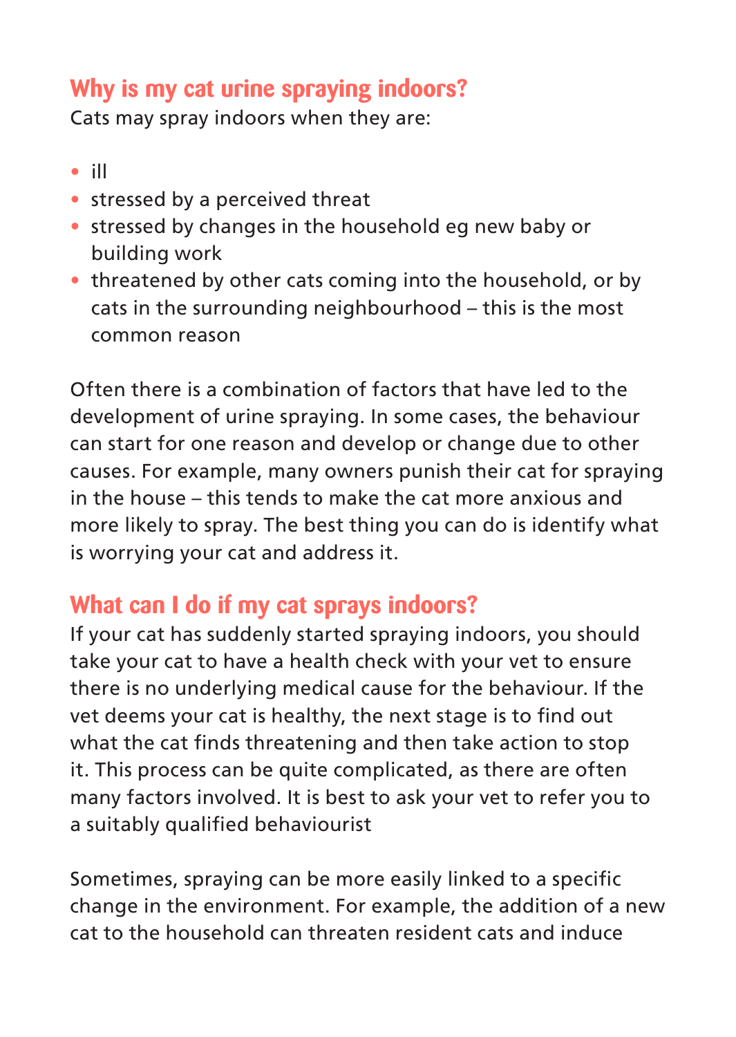## Why is my cat urine spraying indoors?

Cats may spray indoors when they are:

- ill
- stressed by a perceived threat
- stressed by changes in the household eg new baby or building work
- threatened by other cats coming into the household, or by cats in the surrounding neighbourhood – this is the most common reason

Often there is a combination of factors that have led to the development of urine spraying. In some cases, the behaviour can start for one reason and develop or change due to other causes. For example, many owners punish their cat for spraying in the house – this tends to make the cat more anxious and more likely to spray. The best thing you can do is identify what is worrying your cat and address it.

## What can I do if my cat sprays indoors?

If your cat has suddenly started spraying indoors, you should take your cat to have a health check with your vet to ensure there is no underlying medical cause for the behaviour. If the vet deems your cat is healthy, the next stage is to find out what the cat finds threatening and then take action to stop it. This process can be quite complicated, as there are often many factors involved. It is best to ask your vet to refer you to a suitably qualified behaviourist

Sometimes, spraying can be more easily linked to a specific change in the environment. For example, the addition of a new cat to the household can threaten resident cats and induce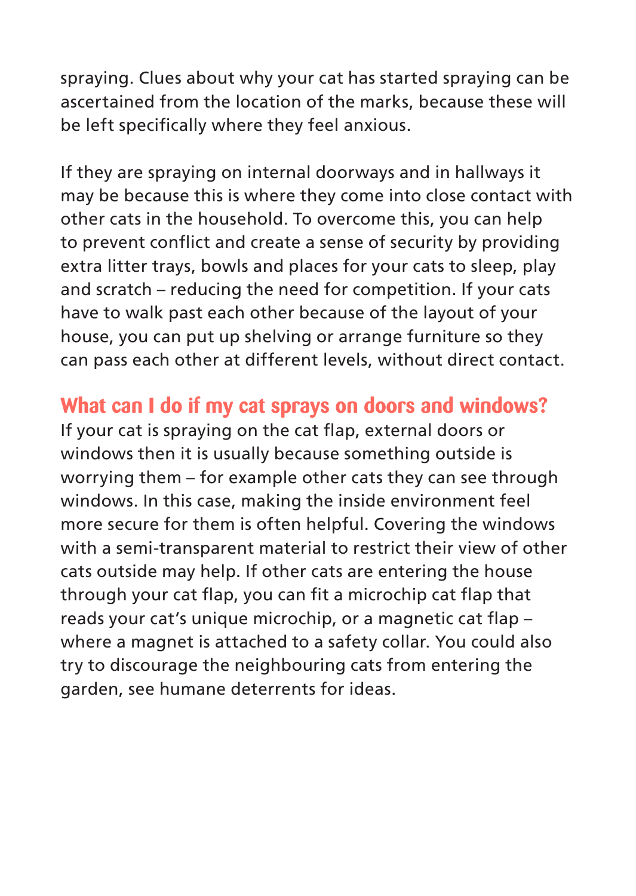spraying. Clues about why your cat has started spraying can be ascertained from the location of the marks, because these will be left specifically where they feel anxious.

If they are spraying on internal doorways and in hallways it may be because this is where they come into close contact with other cats in the household. To overcome this, you can help to prevent conflict and create a sense of security by providing extra litter trays, bowls and places for your cats to sleep, play and scratch – reducing the need for competition. If your cats have to walk past each other because of the layout of your house, you can put up shelving or arrange furniture so they can pass each other at different levels, without direct contact.

## What can I do if my cat sprays on doors and windows?

If your cat is spraying on the cat flap, external doors or windows then it is usually because something outside is worrying them – for example other cats they can see through windows. In this case, making the inside environment feel more secure for them is often helpful. Covering the windows with a semi-transparent material to restrict their view of other cats outside may help. If other cats are entering the house through your cat flap, you can fit a microchip cat flap that reads your cat's unique microchip, or a magnetic cat flap – where a magnet is attached to a safety collar. You could also try to discourage the neighbouring cats from entering the garden, see humane deterrents for ideas.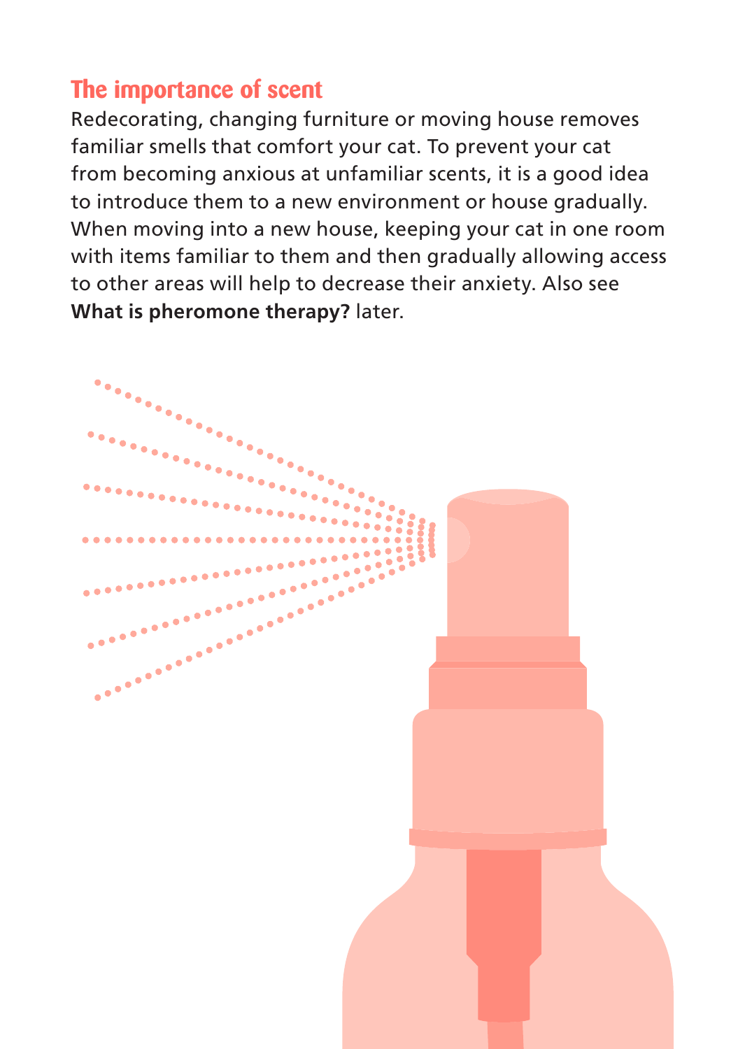## The importance of scent

Redecorating, changing furniture or moving house removes familiar smells that comfort your cat. To prevent your cat from becoming anxious at unfamiliar scents, it is a good idea to introduce them to a new environment or house gradually. When moving into a new house, keeping your cat in one room with items familiar to them and then gradually allowing access to other areas will help to decrease their anxiety. Also see **What is pheromone therapy?** later.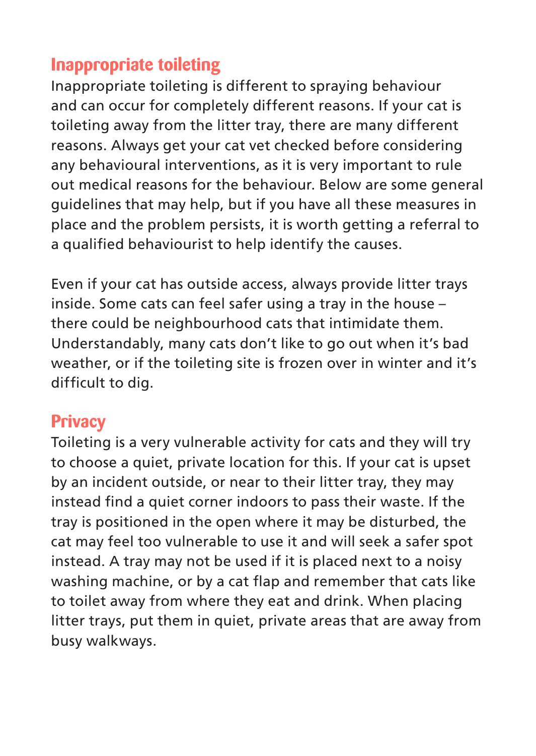## Inappropriate toileting

Inappropriate toileting is different to spraying behaviour and can occur for completely different reasons. If your cat is toileting away from the litter tray, there are many different reasons. Always get your cat vet checked before considering any behavioural interventions, as it is very important to rule out medical reasons for the behaviour. Below are some general guidelines that may help, but if you have all these measures in place and the problem persists, it is worth getting a referral to a qualified behaviourist to help identify the causes.

Even if your cat has outside access, always provide litter trays inside. Some cats can feel safer using a tray in the house – there could be neighbourhood cats that intimidate them. Understandably, many cats don't like to go out when it's bad weather, or if the toileting site is frozen over in winter and it's difficult to dig.

## Privacy

Toileting is a very vulnerable activity for cats and they will try to choose a quiet, private location for this. If your cat is upset by an incident outside, or near to their litter tray, they may instead find a quiet corner indoors to pass their waste. If the tray is positioned in the open where it may be disturbed, the cat may feel too vulnerable to use it and will seek a safer spot instead. A tray may not be used if it is placed next to a noisy washing machine, or by a cat flap and remember that cats like to toilet away from where they eat and drink. When placing litter trays, put them in quiet, private areas that are away from busy walkways.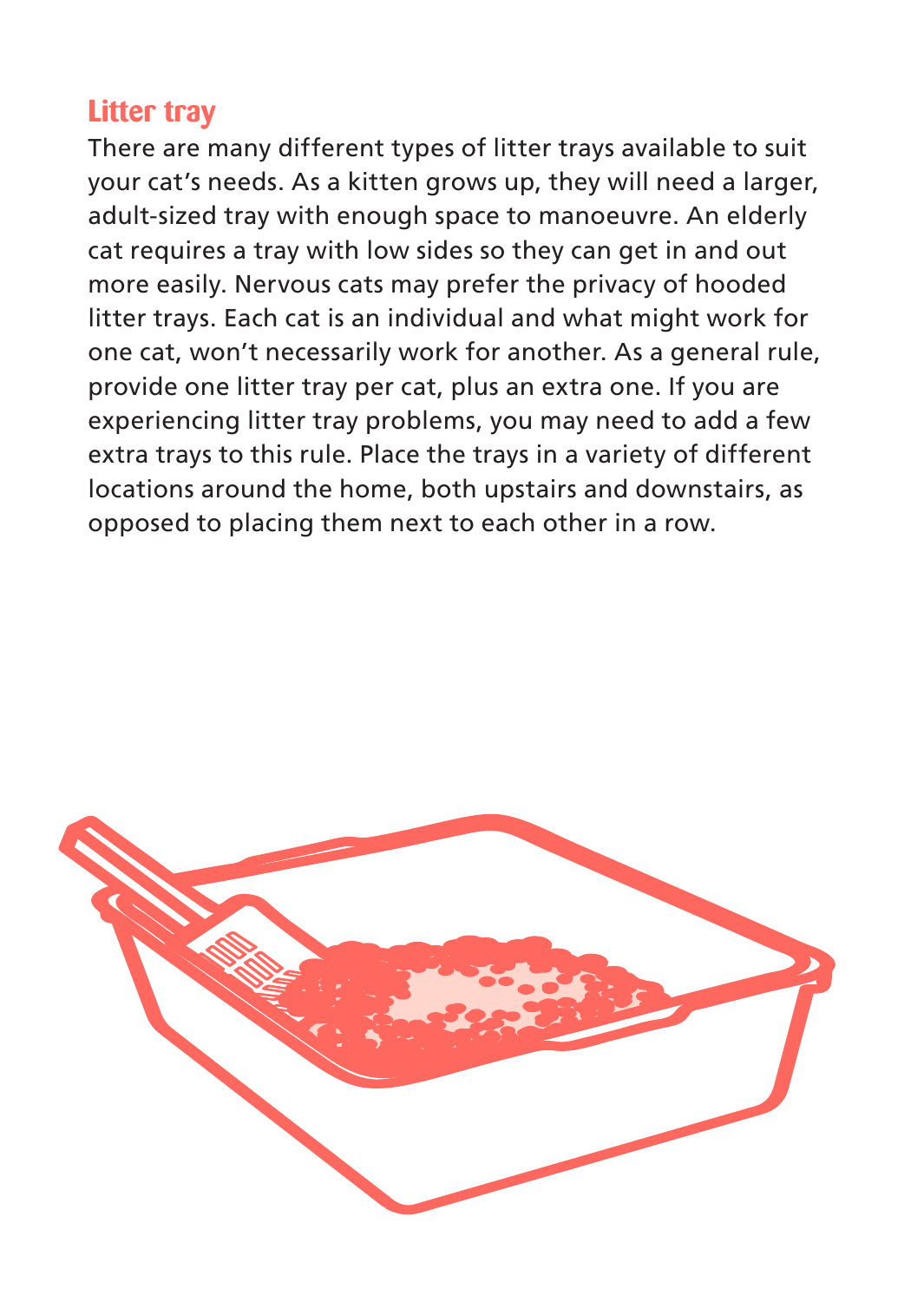## Litter tray

There are many different types of litter trays available to suit your cat's needs. As a kitten grows up, they will need a larger, adult-sized tray with enough space to manoeuvre. An elderly cat requires a tray with low sides so they can get in and out more easily. Nervous cats may prefer the privacy of hooded litter trays. Each cat is an individual and what might work for one cat, won't necessarily work for another. As a general rule, provide one litter tray per cat, plus an extra one. If you are experiencing litter tray problems, you may need to add a few extra trays to this rule. Place the trays in a variety of different locations around the home, both upstairs and downstairs, as opposed to placing them next to each other in a row.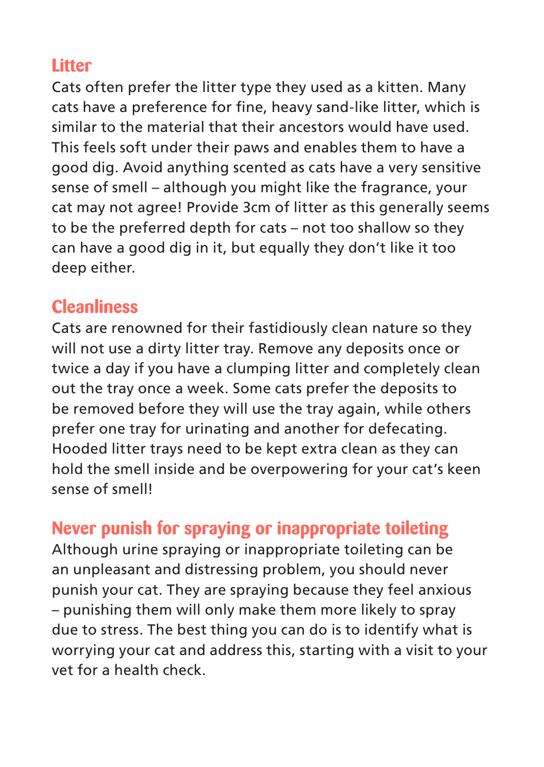## Litter

Cats often prefer the litter type they used as a kitten. Many cats have a preference for fine, heavy sand-like litter, which is similar to the material that their ancestors would have used. This feels soft under their paws and enables them to have a good dig. Avoid anything scented as cats have a very sensitive sense of smell – although you might like the fragrance, your cat may not agree! Provide 3cm of litter as this generally seems to be the preferred depth for cats – not too shallow so they can have a good dig in it, but equally they don't like it too deep either.

## Cleanliness

Cats are renowned for their fastidiously clean nature so they will not use a dirty litter tray. Remove any deposits once or twice a day if you have a clumping litter and completely clean out the tray once a week. Some cats prefer the deposits to be removed before they will use the tray again, while others prefer one tray for urinating and another for defecating. Hooded litter trays need to be kept extra clean as they can hold the smell inside and be overpowering for your cat's keen sense of smell!

## Never punish for spraying or inappropriate toileting

Although urine spraying or inappropriate toileting can be an unpleasant and distressing problem, you should never punish your cat. They are spraying because they feel anxious – punishing them will only make them more likely to spray due to stress. The best thing you can do is to identify what is worrying your cat and address this, starting with a visit to your vet for a health check.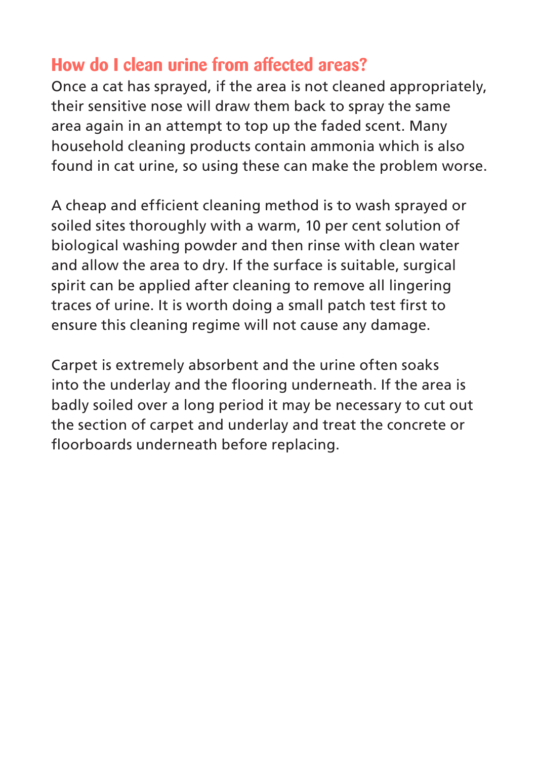## How do I clean urine from affected areas?

Once a cat has sprayed, if the area is not cleaned appropriately, their sensitive nose will draw them back to spray the same area again in an attempt to top up the faded scent. Many household cleaning products contain ammonia which is also found in cat urine, so using these can make the problem worse.

A cheap and efficient cleaning method is to wash sprayed or soiled sites thoroughly with a warm, 10 per cent solution of biological washing powder and then rinse with clean water and allow the area to dry. If the surface is suitable, surgical spirit can be applied after cleaning to remove all lingering traces of urine. It is worth doing a small patch test first to ensure this cleaning regime will not cause any damage.

Carpet is extremely absorbent and the urine often soaks into the underlay and the flooring underneath. If the area is badly soiled over a long period it may be necessary to cut out the section of carpet and underlay and treat the concrete or floorboards underneath before replacing.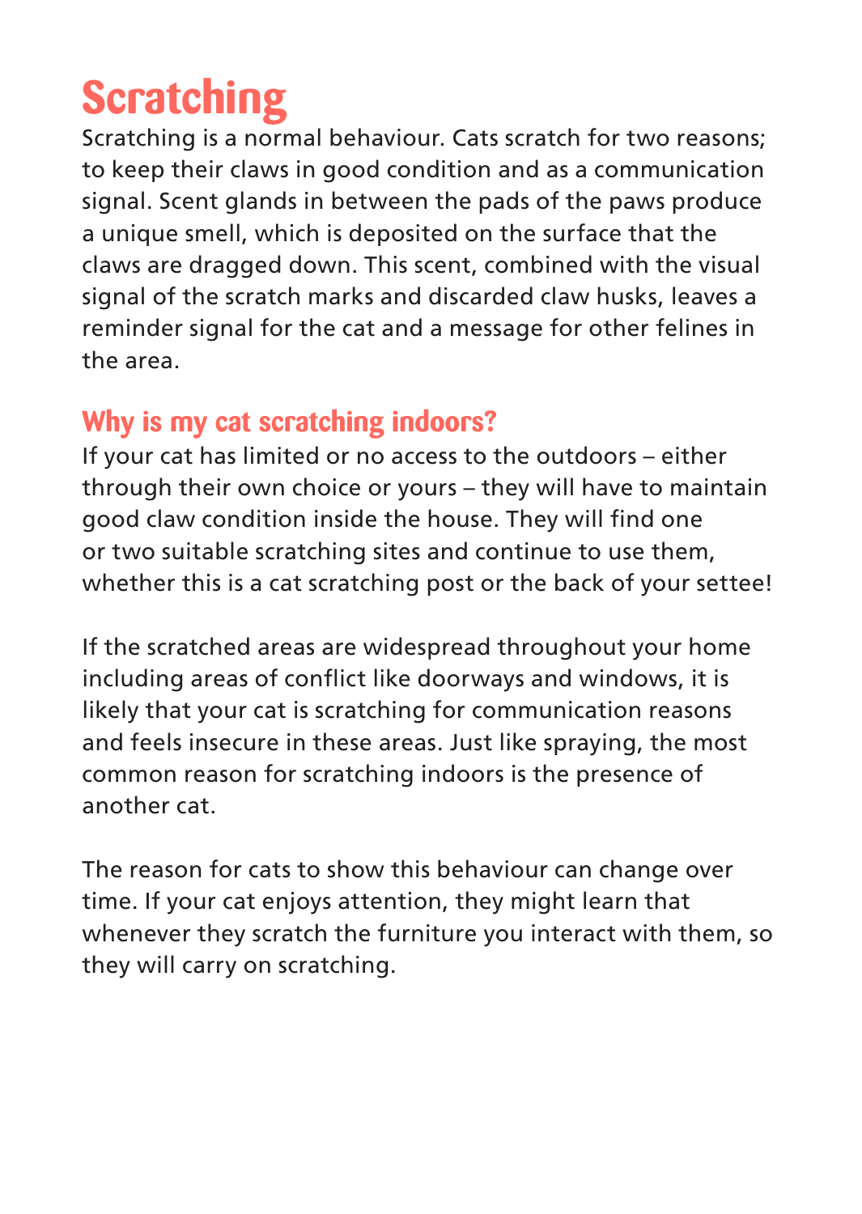# Scratching

Scratching is a normal behaviour. Cats scratch for two reasons; to keep their claws in good condition and as a communication signal. Scent glands in between the pads of the paws produce a unique smell, which is deposited on the surface that the claws are dragged down. This scent, combined with the visual signal of the scratch marks and discarded claw husks, leaves a reminder signal for the cat and a message for other felines in the area.

## Why is my cat scratching indoors?

If your cat has limited or no access to the outdoors – either through their own choice or yours – they will have to maintain good claw condition inside the house. They will find one or two suitable scratching sites and continue to use them, whether this is a cat scratching post or the back of your settee!

If the scratched areas are widespread throughout your home including areas of conflict like doorways and windows, it is likely that your cat is scratching for communication reasons and feels insecure in these areas. Just like spraying, the most common reason for scratching indoors is the presence of another cat.

The reason for cats to show this behaviour can change over time. If your cat enjoys attention, they might learn that whenever they scratch the furniture you interact with them, so they will carry on scratching.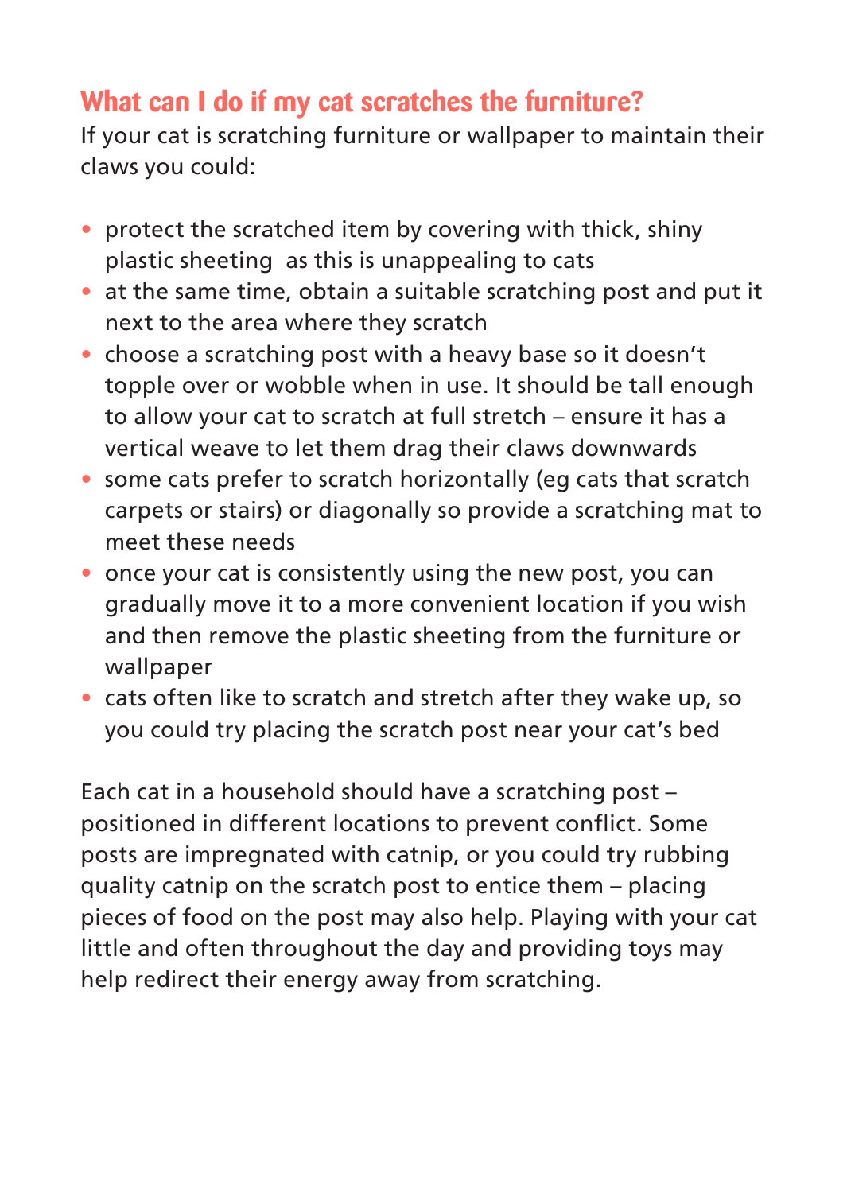## What can I do if my cat scratches the furniture?

If your cat is scratching furniture or wallpaper to maintain their claws you could:

- protect the scratched item by covering with thick, shiny plastic sheeting as this is unappealing to cats
- at the same time, obtain a suitable scratching post and put it next to the area where they scratch
- choose a scratching post with a heavy base so it doesn't topple over or wobble when in use. It should be tall enough to allow your cat to scratch at full stretch – ensure it has a vertical weave to let them drag their claws downwards
- some cats prefer to scratch horizontally (eg cats that scratch carpets or stairs) or diagonally so provide a scratching mat to meet these needs
- once your cat is consistently using the new post, you can gradually move it to a more convenient location if you wish and then remove the plastic sheeting from the furniture or wallpaper
- cats often like to scratch and stretch after they wake up, so you could try placing the scratch post near your cat's bed

Each cat in a household should have a scratching post – positioned in different locations to prevent conflict. Some posts are impregnated with catnip, or you could try rubbing quality catnip on the scratch post to entice them – placing pieces of food on the post may also help. Playing with your cat little and often throughout the day and providing toys may help redirect their energy away from scratching.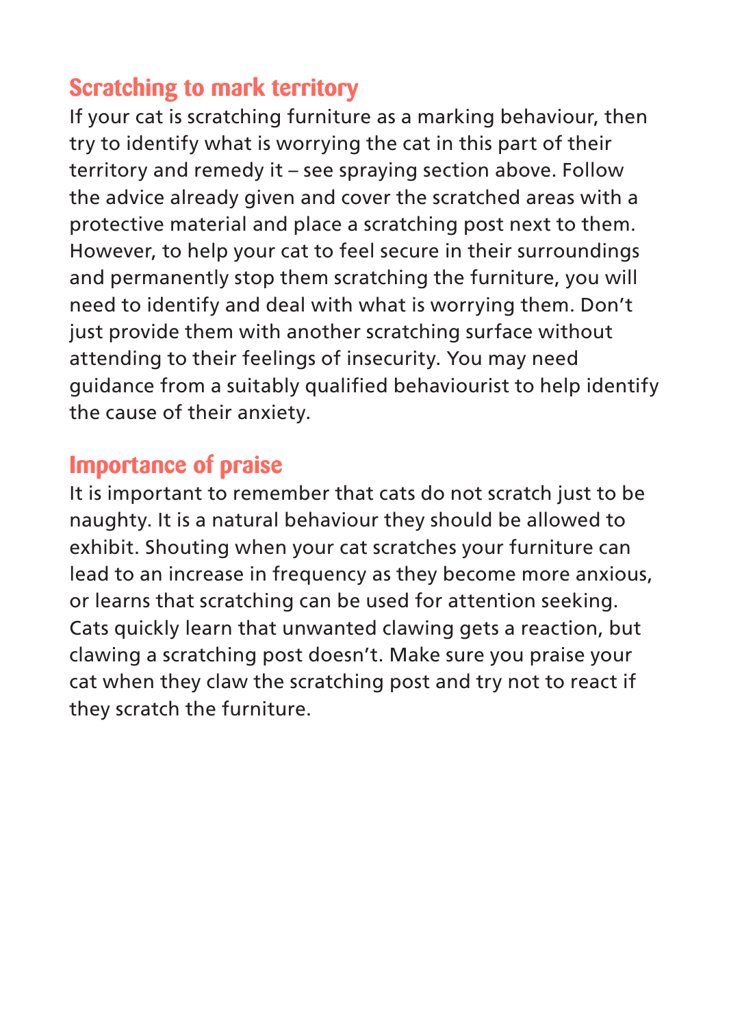## Scratching to mark territory

If your cat is scratching furniture as a marking behaviour, then try to identify what is worrying the cat in this part of their territory and remedy it – see spraying section above. Follow the advice already given and cover the scratched areas with a protective material and place a scratching post next to them. However, to help your cat to feel secure in their surroundings and permanently stop them scratching the furniture, you will need to identify and deal with what is worrying them. Don't just provide them with another scratching surface without attending to their feelings of insecurity. You may need guidance from a suitably qualified behaviourist to help identify the cause of their anxiety.

## Importance of praise

It is important to remember that cats do not scratch just to be naughty. It is a natural behaviour they should be allowed to exhibit. Shouting when your cat scratches your furniture can lead to an increase in frequency as they become more anxious, or learns that scratching can be used for attention seeking. Cats quickly learn that unwanted clawing gets a reaction, but clawing a scratching post doesn't. Make sure you praise your cat when they claw the scratching post and try not to react if they scratch the furniture.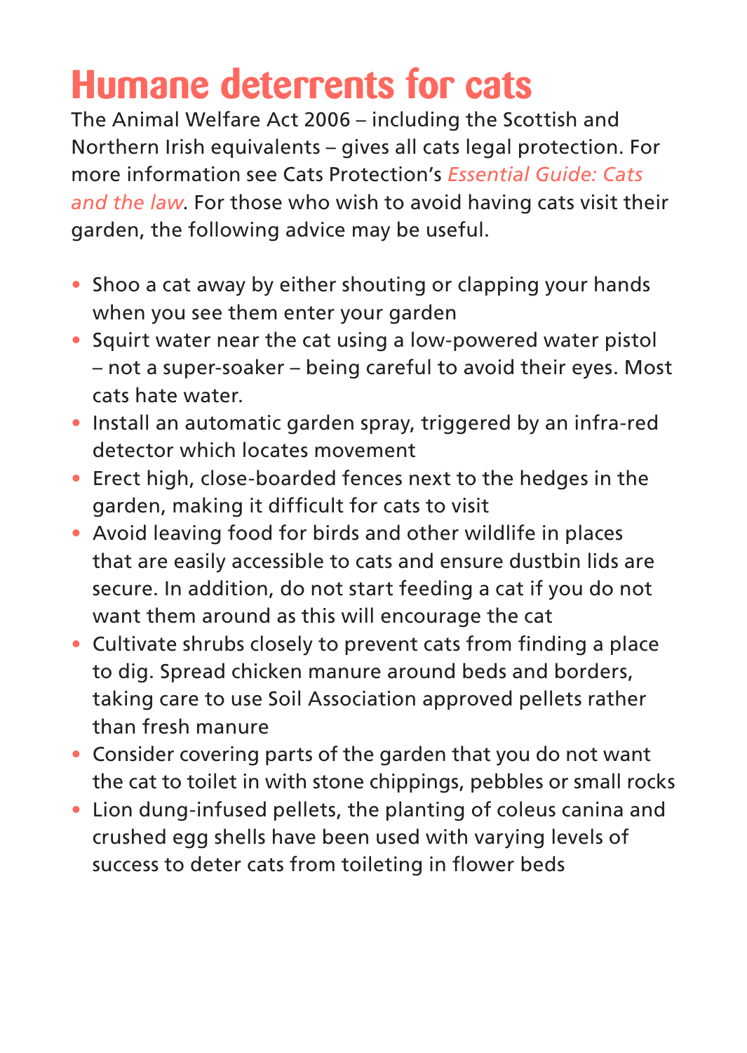# Humane deterrents for cats

The Animal Welfare Act 2006 – including the Scottish and Northern Irish equivalents – gives all cats legal protection. For more information see Cats Protection's *Essential Guide: Cats and the law*. For those who wish to avoid having cats visit their garden, the following advice may be useful.

- Shoo a cat away by either shouting or clapping your hands when you see them enter your garden
- Squirt water near the cat using a low-powered water pistol – not a super-soaker – being careful to avoid their eyes. Most cats hate water.
- Install an automatic garden spray, triggered by an infra-red detector which locates movement
- Erect high, close-boarded fences next to the hedges in the garden, making it difficult for cats to visit
- Avoid leaving food for birds and other wildlife in places that are easily accessible to cats and ensure dustbin lids are secure. In addition, do not start feeding a cat if you do not want them around as this will encourage the cat
- Cultivate shrubs closely to prevent cats from finding a place to dig. Spread chicken manure around beds and borders, taking care to use Soil Association approved pellets rather than fresh manure
- Consider covering parts of the garden that you do not want the cat to toilet in with stone chippings, pebbles or small rocks
- Lion dung-infused pellets, the planting of coleus canina and crushed egg shells have been used with varying levels of success to deter cats from toileting in flower beds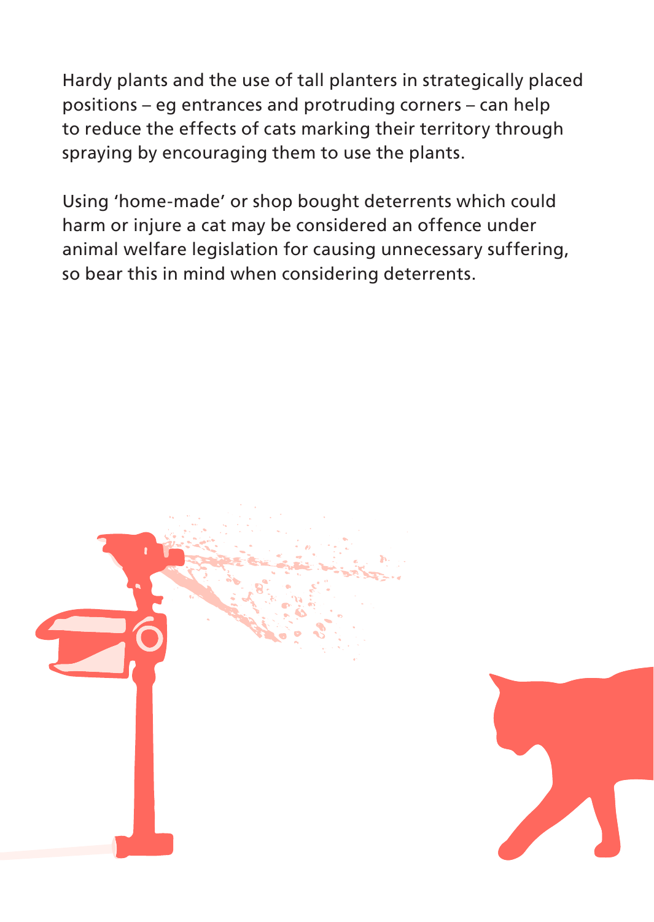Hardy plants and the use of tall planters in strategically placed positions – eg entrances and protruding corners – can help to reduce the effects of cats marking their territory through spraying by encouraging them to use the plants.

Using 'home-made' or shop bought deterrents which could harm or injure a cat may be considered an offence under animal welfare legislation for causing unnecessary suffering, so bear this in mind when considering deterrents.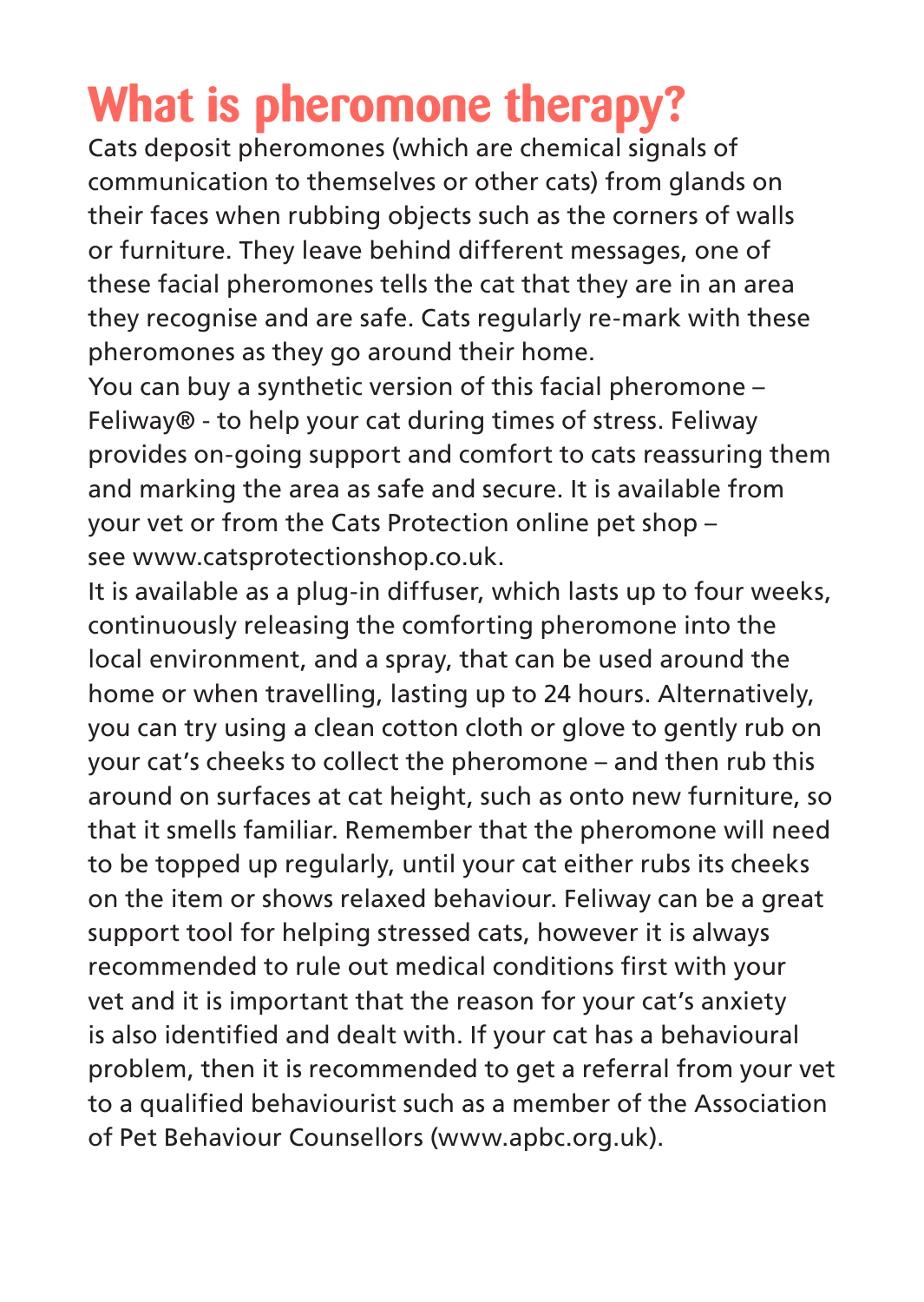# What is pheromone therapy?

Cats deposit pheromones (which are chemical signals of communication to themselves or other cats) from glands on their faces when rubbing objects such as the corners of walls or furniture. They leave behind different messages, one of these facial pheromones tells the cat that they are in an area they recognise and are safe. Cats regularly re-mark with these pheromones as they go around their home.

You can buy a synthetic version of this facial pheromone – Feliway® - to help your cat during times of stress. Feliway provides on-going support and comfort to cats reassuring them and marking the area as safe and secure. It is available from your vet or from the Cats Protection online pet shop – see www.catsprotectionshop.co.uk.

It is available as a plug-in diffuser, which lasts up to four weeks, continuously releasing the comforting pheromone into the local environment, and a spray, that can be used around the home or when travelling, lasting up to 24 hours. Alternatively, you can try using a clean cotton cloth or glove to gently rub on your cat's cheeks to collect the pheromone – and then rub this around on surfaces at cat height, such as onto new furniture, so that it smells familiar. Remember that the pheromone will need to be topped up regularly, until your cat either rubs its cheeks on the item or shows relaxed behaviour. Feliway can be a great support tool for helping stressed cats, however it is always recommended to rule out medical conditions first with your vet and it is important that the reason for your cat's anxiety is also identified and dealt with. If your cat has a behavioural problem, then it is recommended to get a referral from your vet to a qualified behaviourist such as a member of the Association of Pet Behaviour Counsellors (www.apbc.org.uk).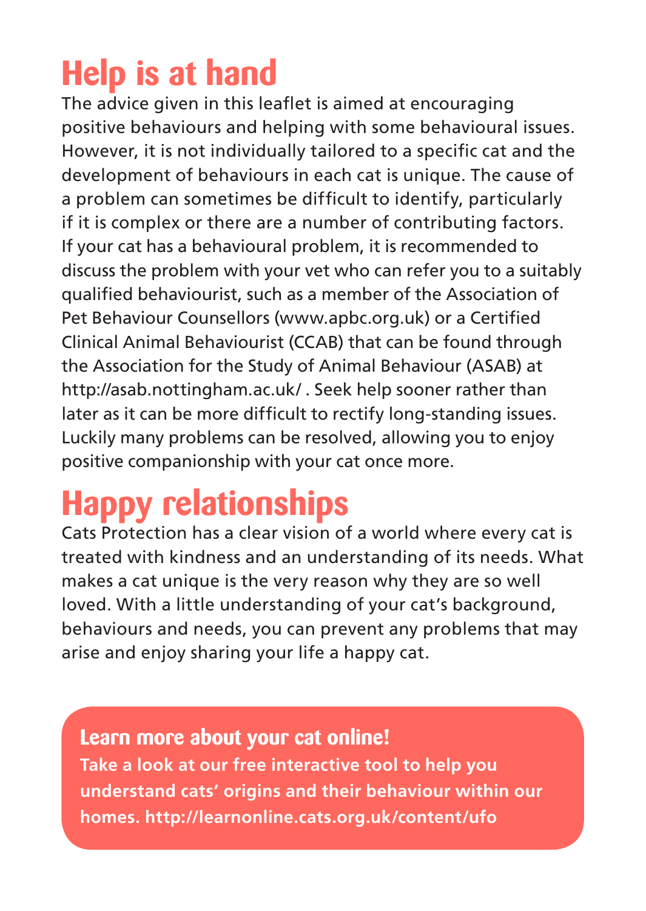## Help is at hand

The advice given in this leaflet is aimed at encouraging positive behaviours and helping with some behavioural issues. However, it is not individually tailored to a specific cat and the development of behaviours in each cat is unique. The cause of a problem can sometimes be difficult to identify, particularly if it is complex or there are a number of contributing factors. If your cat has a behavioural problem, it is recommended to discuss the problem with your vet who can refer you to a suitably qualified behaviourist, such as a member of the Association of Pet Behaviour Counsellors (www.apbc.org.uk) or a Certified Clinical Animal Behaviourist (CCAB) that can be found through the Association for the Study of Animal Behaviour (ASAB) at http://asab.nottingham.ac.uk/ . Seek help sooner rather than later as it can be more difficult to rectify long-standing issues. Luckily many problems can be resolved, allowing you to enjoy positive companionship with your cat once more.

## Happy relationships

Cats Protection has a clear vision of a world where every cat is treated with kindness and an understanding of its needs. What makes a cat unique is the very reason why they are so well loved. With a little understanding of your cat's background, behaviours and needs, you can prevent any problems that may arise and enjoy sharing your life a happy cat.

**Learn more about your cat online!**

**Take a look at our free interactive tool to help you understand cats' origins and their behaviour within our homes. http://learnonline.cats.org.uk/content/ufo**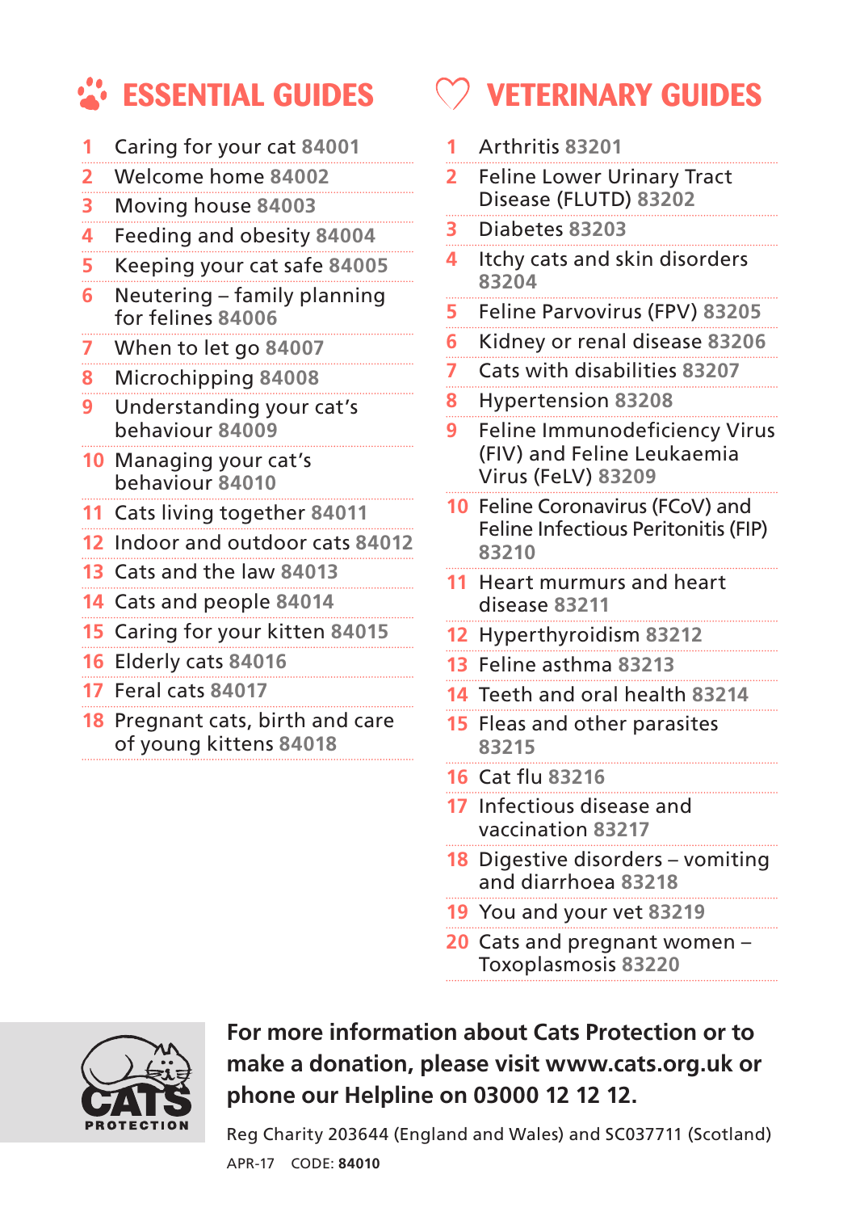## ESSENTIAL GUIDES

1. Caring for your cat 84001
2. Welcome home 84002
3. Moving house 84003
4. Feeding and obesity 84004
5. Keeping your cat safe 84005
6. Neutering – family planning for felines 84006
7. When to let go 84007
8. Microchipping 84008
9. Understanding your cat's behaviour 84009
10. Managing your cat's behaviour 84010
11. Cats living together 84011
12. Indoor and outdoor cats 84012
13. Cats and the law 84013
14. Cats and people 84014
15. Caring for your kitten 84015
16. Elderly cats 84016
17. Feral cats 84017
18. Pregnant cats, birth and care of young kittens 84018

## VETERINARY GUIDES

1. Arthritis 83201
2. Feline Lower Urinary Tract Disease (FLUTD) 83202
3. Diabetes 83203
4. Itchy cats and skin disorders 83204
5. Feline Parvovirus (FPV) 83205
6. Kidney or renal disease 83206
7. Cats with disabilities 83207
8. Hypertension 83208
9. Feline Immunodeficiency Virus (FIV) and Feline Leukaemia Virus (FeLV) 83209
10. Feline Coronavirus (FCoV) and Feline Infectious Peritonitis (FIP) 83210
11. Heart murmurs and heart disease 83211
12. Hyperthyroidism 83212
13. Feline asthma 83213
14. Teeth and oral health 83214
15. Fleas and other parasites 83215
16. Cat flu 83216
17. Infectious disease and vaccination 83217
18. Digestive disorders – vomiting and diarrhoea 83218
19. You and your vet 83219
20. Cats and pregnant women – Toxoplasmosis 83220

CATS PROTECTION

**For more information about Cats Protection or to make a donation, please visit www.cats.org.uk or phone our Helpline on 03000 12 12 12.**

Reg Charity 203644 (England and Wales) and SC037711 (Scotland)

APR-17 CODE: **84010**